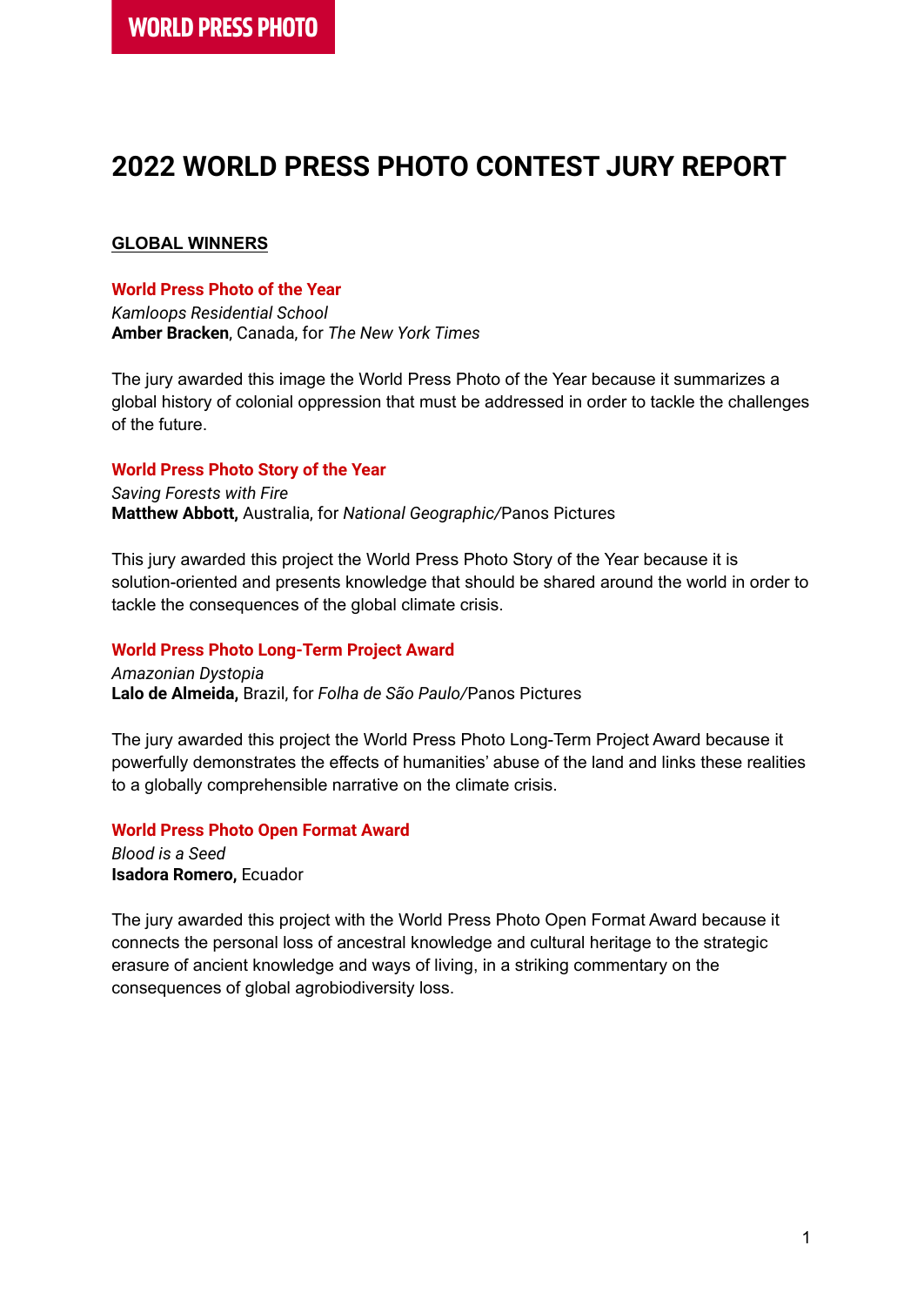**WORLD PRESS PHOTO**

# 2022 WORLD PRESS PHOTO CONTEST JURY REPORT

## GLOBAL WINNERS

### World Press Photo of the Year

*Kamloops Residential School*
**Amber Bracken**, Canada, for *The New York Times*

The jury awarded this image the World Press Photo of the Year because it summarizes a global history of colonial oppression that must be addressed in order to tackle the challenges of the future.

### World Press Photo Story of the Year

*Saving Forests with Fire*
**Matthew Abbott,** Australia, for *National Geographic/*Panos Pictures

This jury awarded this project the World Press Photo Story of the Year because it is solution-oriented and presents knowledge that should be shared around the world in order to tackle the consequences of the global climate crisis.

### World Press Photo Long-Term Project Award

*Amazonian Dystopia*
**Lalo de Almeida,** Brazil, for *Folha de São Paulo/*Panos Pictures

The jury awarded this project the World Press Photo Long-Term Project Award because it powerfully demonstrates the effects of humanities' abuse of the land and links these realities to a globally comprehensible narrative on the climate crisis.

### World Press Photo Open Format Award

*Blood is a Seed*
**Isadora Romero,** Ecuador

The jury awarded this project with the World Press Photo Open Format Award because it connects the personal loss of ancestral knowledge and cultural heritage to the strategic erasure of ancient knowledge and ways of living, in a striking commentary on the consequences of global agrobiodiversity loss.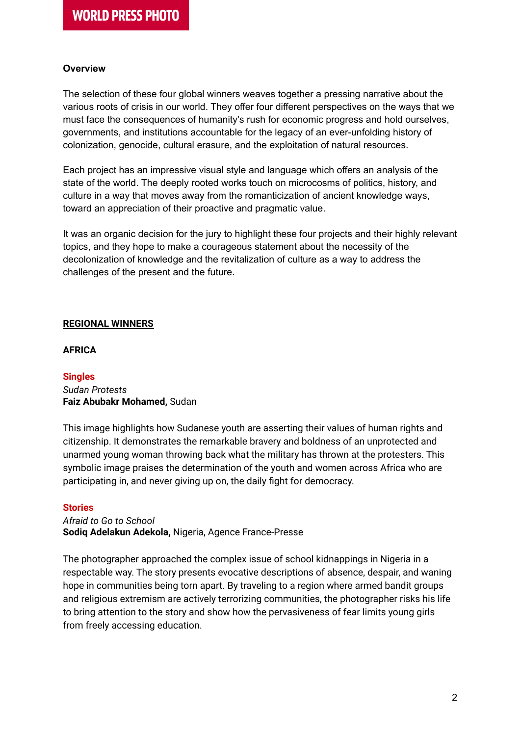**Overview**

The selection of these four global winners weaves together a pressing narrative about the various roots of crisis in our world. They offer four different perspectives on the ways that we must face the consequences of humanity's rush for economic progress and hold ourselves, governments, and institutions accountable for the legacy of an ever-unfolding history of colonization, genocide, cultural erasure, and the exploitation of natural resources.

Each project has an impressive visual style and language which offers an analysis of the state of the world. The deeply rooted works touch on microcosms of politics, history, and culture in a way that moves away from the romanticization of ancient knowledge ways, toward an appreciation of their proactive and pragmatic value.

It was an organic decision for the jury to highlight these four projects and their highly relevant topics, and they hope to make a courageous statement about the necessity of the decolonization of knowledge and the revitalization of culture as a way to address the challenges of the present and the future.

## REGIONAL WINNERS

### AFRICA

#### Singles

*Sudan Protests*
**Faiz Abubakr Mohamed,** Sudan

This image highlights how Sudanese youth are asserting their values of human rights and citizenship. It demonstrates the remarkable bravery and boldness of an unprotected and unarmed young woman throwing back what the military has thrown at the protesters. This symbolic image praises the determination of the youth and women across Africa who are participating in, and never giving up on, the daily fight for democracy.

#### Stories

*Afraid to Go to School*
**Sodiq Adelakun Adekola,** Nigeria, Agence France-Presse

The photographer approached the complex issue of school kidnappings in Nigeria in a respectable way. The story presents evocative descriptions of absence, despair, and waning hope in communities being torn apart. By traveling to a region where armed bandit groups and religious extremism are actively terrorizing communities, the photographer risks his life to bring attention to the story and show how the pervasiveness of fear limits young girls from freely accessing education.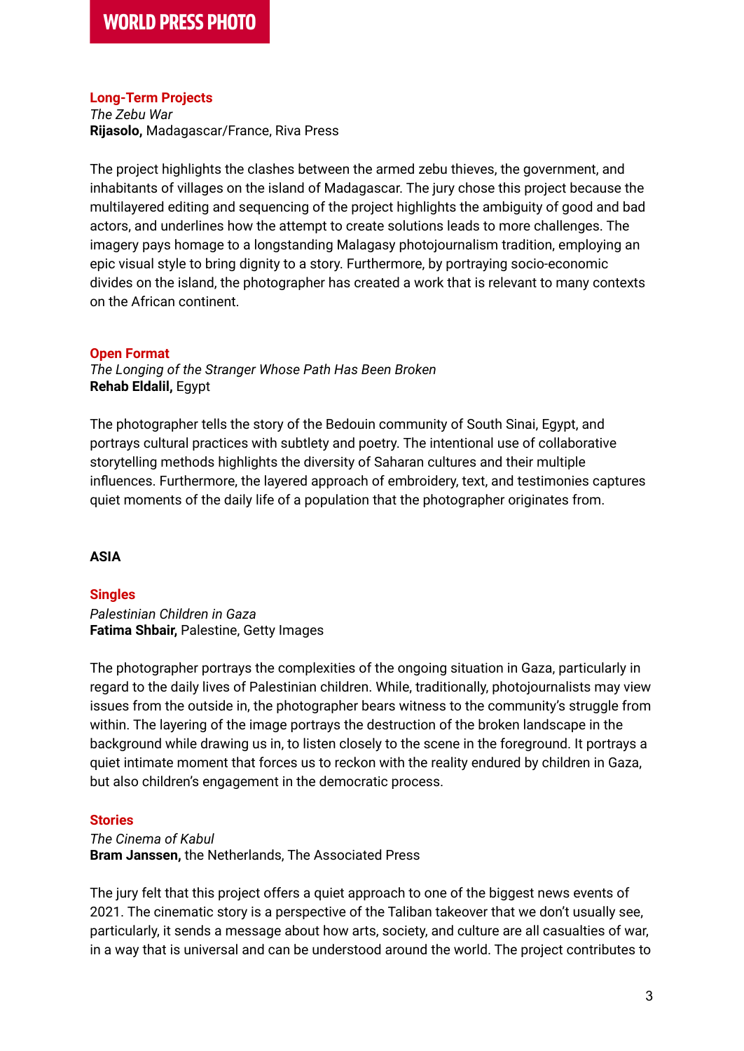### Long-Term Projects

*The Zebu War*
**Rijasolo,** Madagascar/France, Riva Press

The project highlights the clashes between the armed zebu thieves, the government, and inhabitants of villages on the island of Madagascar. The jury chose this project because the multilayered editing and sequencing of the project highlights the ambiguity of good and bad actors, and underlines how the attempt to create solutions leads to more challenges. The imagery pays homage to a longstanding Malagasy photojournalism tradition, employing an epic visual style to bring dignity to a story. Furthermore, by portraying socio-economic divides on the island, the photographer has created a work that is relevant to many contexts on the African continent.

### Open Format

*The Longing of the Stranger Whose Path Has Been Broken*
**Rehab Eldalil,** Egypt

The photographer tells the story of the Bedouin community of South Sinai, Egypt, and portrays cultural practices with subtlety and poetry. The intentional use of collaborative storytelling methods highlights the diversity of Saharan cultures and their multiple influences. Furthermore, the layered approach of embroidery, text, and testimonies captures quiet moments of the daily life of a population that the photographer originates from.

## ASIA

### Singles

*Palestinian Children in Gaza*
**Fatima Shbair,** Palestine, Getty Images

The photographer portrays the complexities of the ongoing situation in Gaza, particularly in regard to the daily lives of Palestinian children. While, traditionally, photojournalists may view issues from the outside in, the photographer bears witness to the community's struggle from within. The layering of the image portrays the destruction of the broken landscape in the background while drawing us in, to listen closely to the scene in the foreground. It portrays a quiet intimate moment that forces us to reckon with the reality endured by children in Gaza, but also children's engagement in the democratic process.

### Stories

*The Cinema of Kabul*
**Bram Janssen,** the Netherlands, The Associated Press

The jury felt that this project offers a quiet approach to one of the biggest news events of 2021. The cinematic story is a perspective of the Taliban takeover that we don't usually see, particularly, it sends a message about how arts, society, and culture are all casualties of war, in a way that is universal and can be understood around the world. The project contributes to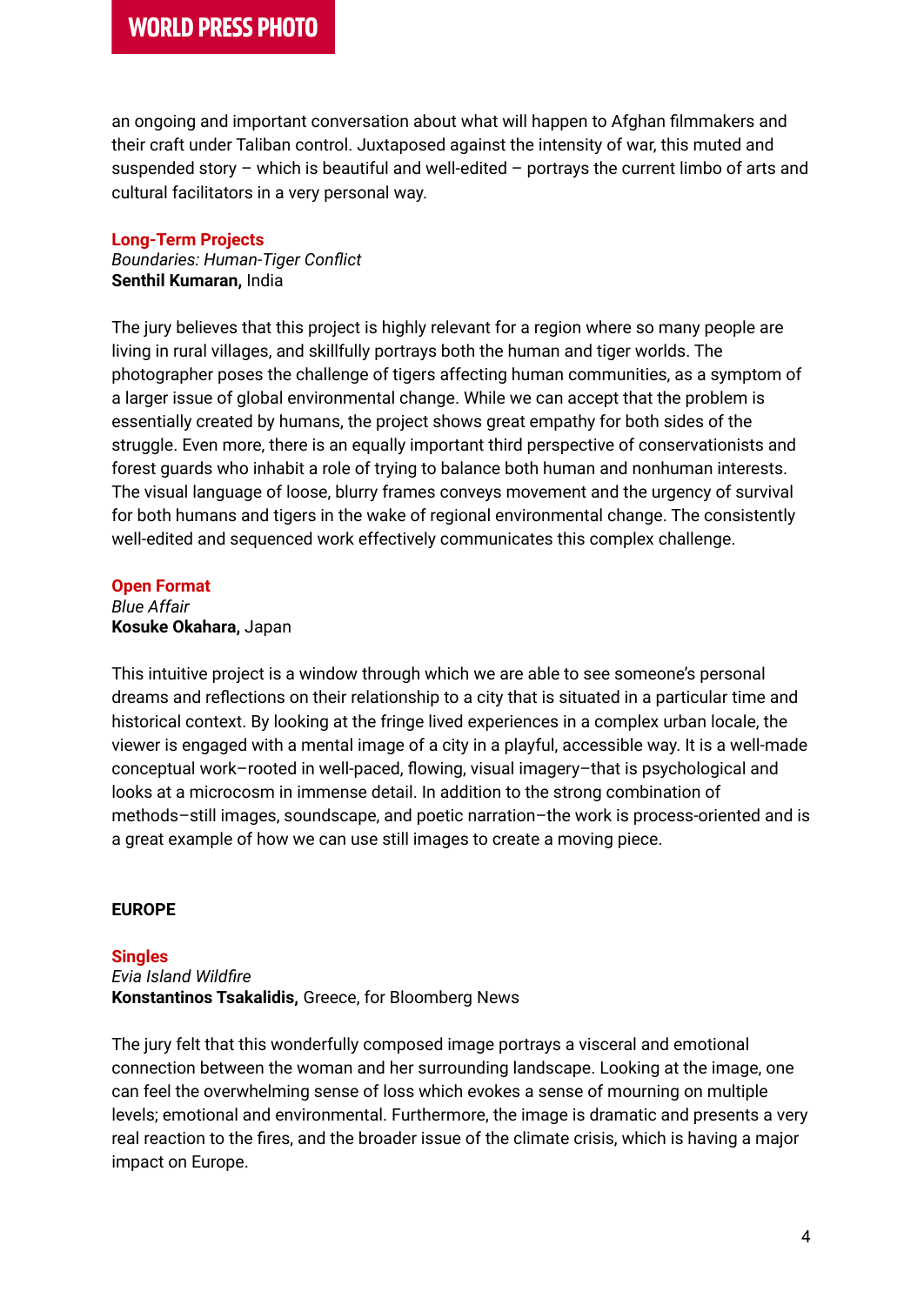an ongoing and important conversation about what will happen to Afghan filmmakers and their craft under Taliban control. Juxtaposed against the intensity of war, this muted and suspended story – which is beautiful and well-edited – portrays the current limbo of arts and cultural facilitators in a very personal way.

### Long-Term Projects

*Boundaries: Human-Tiger Conflict*
**Senthil Kumaran,** India

The jury believes that this project is highly relevant for a region where so many people are living in rural villages, and skillfully portrays both the human and tiger worlds. The photographer poses the challenge of tigers affecting human communities, as a symptom of a larger issue of global environmental change. While we can accept that the problem is essentially created by humans, the project shows great empathy for both sides of the struggle. Even more, there is an equally important third perspective of conservationists and forest guards who inhabit a role of trying to balance both human and nonhuman interests. The visual language of loose, blurry frames conveys movement and the urgency of survival for both humans and tigers in the wake of regional environmental change. The consistently well-edited and sequenced work effectively communicates this complex challenge.

### Open Format

*Blue Affair*
**Kosuke Okahara,** Japan

This intuitive project is a window through which we are able to see someone's personal dreams and reflections on their relationship to a city that is situated in a particular time and historical context. By looking at the fringe lived experiences in a complex urban locale, the viewer is engaged with a mental image of a city in a playful, accessible way. It is a well-made conceptual work–rooted in well-paced, flowing, visual imagery–that is psychological and looks at a microcosm in immense detail. In addition to the strong combination of methods–still images, soundscape, and poetic narration–the work is process-oriented and is a great example of how we can use still images to create a moving piece.

## EUROPE

### Singles

*Evia Island Wildfire*
**Konstantinos Tsakalidis,** Greece, for Bloomberg News

The jury felt that this wonderfully composed image portrays a visceral and emotional connection between the woman and her surrounding landscape. Looking at the image, one can feel the overwhelming sense of loss which evokes a sense of mourning on multiple levels; emotional and environmental. Furthermore, the image is dramatic and presents a very real reaction to the fires, and the broader issue of the climate crisis, which is having a major impact on Europe.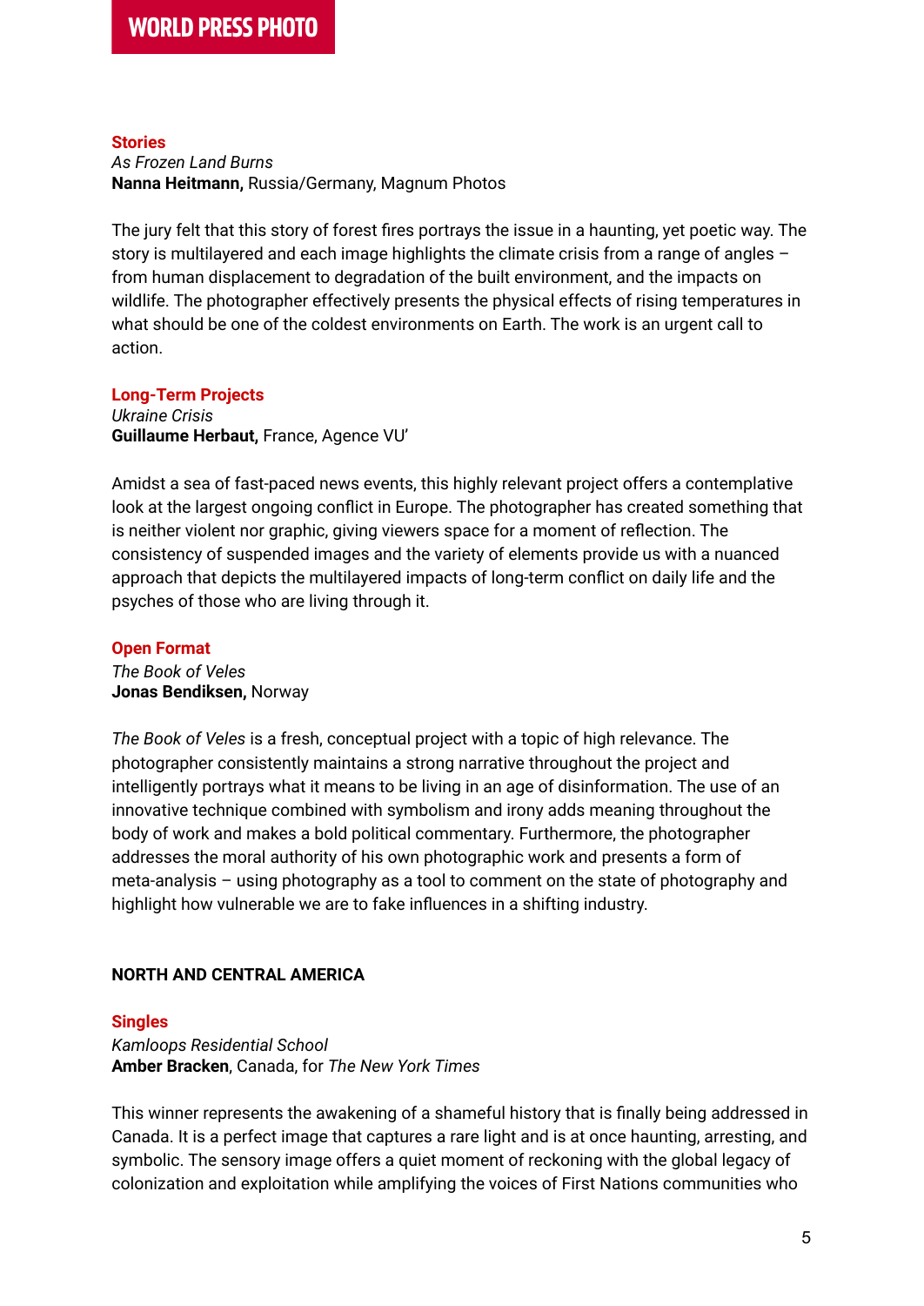### Stories

*As Frozen Land Burns*
**Nanna Heitmann,** Russia/Germany, Magnum Photos

The jury felt that this story of forest fires portrays the issue in a haunting, yet poetic way. The story is multilayered and each image highlights the climate crisis from a range of angles – from human displacement to degradation of the built environment, and the impacts on wildlife. The photographer effectively presents the physical effects of rising temperatures in what should be one of the coldest environments on Earth. The work is an urgent call to action.

### Long-Term Projects

*Ukraine Crisis*
**Guillaume Herbaut,** France, Agence VU'

Amidst a sea of fast-paced news events, this highly relevant project offers a contemplative look at the largest ongoing conflict in Europe. The photographer has created something that is neither violent nor graphic, giving viewers space for a moment of reflection. The consistency of suspended images and the variety of elements provide us with a nuanced approach that depicts the multilayered impacts of long-term conflict on daily life and the psyches of those who are living through it.

### Open Format

*The Book of Veles*
**Jonas Bendiksen,** Norway

*The Book of Veles* is a fresh, conceptual project with a topic of high relevance. The photographer consistently maintains a strong narrative throughout the project and intelligently portrays what it means to be living in an age of disinformation. The use of an innovative technique combined with symbolism and irony adds meaning throughout the body of work and makes a bold political commentary. Furthermore, the photographer addresses the moral authority of his own photographic work and presents a form of meta-analysis – using photography as a tool to comment on the state of photography and highlight how vulnerable we are to fake influences in a shifting industry.

## NORTH AND CENTRAL AMERICA

### Singles

*Kamloops Residential School*
**Amber Bracken**, Canada, for *The New York Times*

This winner represents the awakening of a shameful history that is finally being addressed in Canada. It is a perfect image that captures a rare light and is at once haunting, arresting, and symbolic. The sensory image offers a quiet moment of reckoning with the global legacy of colonization and exploitation while amplifying the voices of First Nations communities who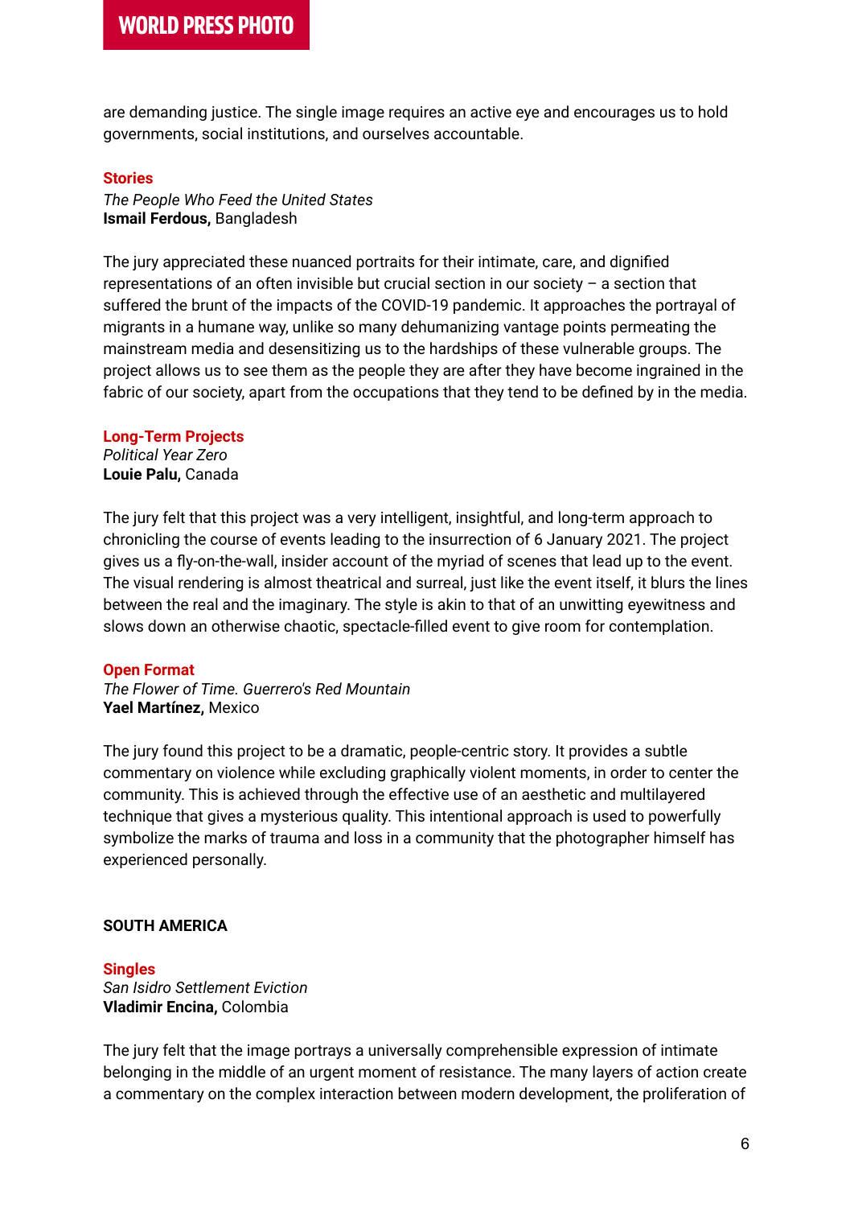are demanding justice. The single image requires an active eye and encourages us to hold governments, social institutions, and ourselves accountable.

### Stories

*The People Who Feed the United States*
**Ismail Ferdous,** Bangladesh

The jury appreciated these nuanced portraits for their intimate, care, and dignified representations of an often invisible but crucial section in our society – a section that suffered the brunt of the impacts of the COVID-19 pandemic. It approaches the portrayal of migrants in a humane way, unlike so many dehumanizing vantage points permeating the mainstream media and desensitizing us to the hardships of these vulnerable groups. The project allows us to see them as the people they are after they have become ingrained in the fabric of our society, apart from the occupations that they tend to be defined by in the media.

### Long-Term Projects

*Political Year Zero*
**Louie Palu,** Canada

The jury felt that this project was a very intelligent, insightful, and long-term approach to chronicling the course of events leading to the insurrection of 6 January 2021. The project gives us a fly-on-the-wall, insider account of the myriad of scenes that lead up to the event. The visual rendering is almost theatrical and surreal, just like the event itself, it blurs the lines between the real and the imaginary. The style is akin to that of an unwitting eyewitness and slows down an otherwise chaotic, spectacle-filled event to give room for contemplation.

### Open Format

*The Flower of Time. Guerrero's Red Mountain*
**Yael Martínez,** Mexico

The jury found this project to be a dramatic, people-centric story. It provides a subtle commentary on violence while excluding graphically violent moments, in order to center the community. This is achieved through the effective use of an aesthetic and multilayered technique that gives a mysterious quality. This intentional approach is used to powerfully symbolize the marks of trauma and loss in a community that the photographer himself has experienced personally.

## SOUTH AMERICA

### Singles

*San Isidro Settlement Eviction*
**Vladimir Encina,** Colombia

The jury felt that the image portrays a universally comprehensible expression of intimate belonging in the middle of an urgent moment of resistance. The many layers of action create a commentary on the complex interaction between modern development, the proliferation of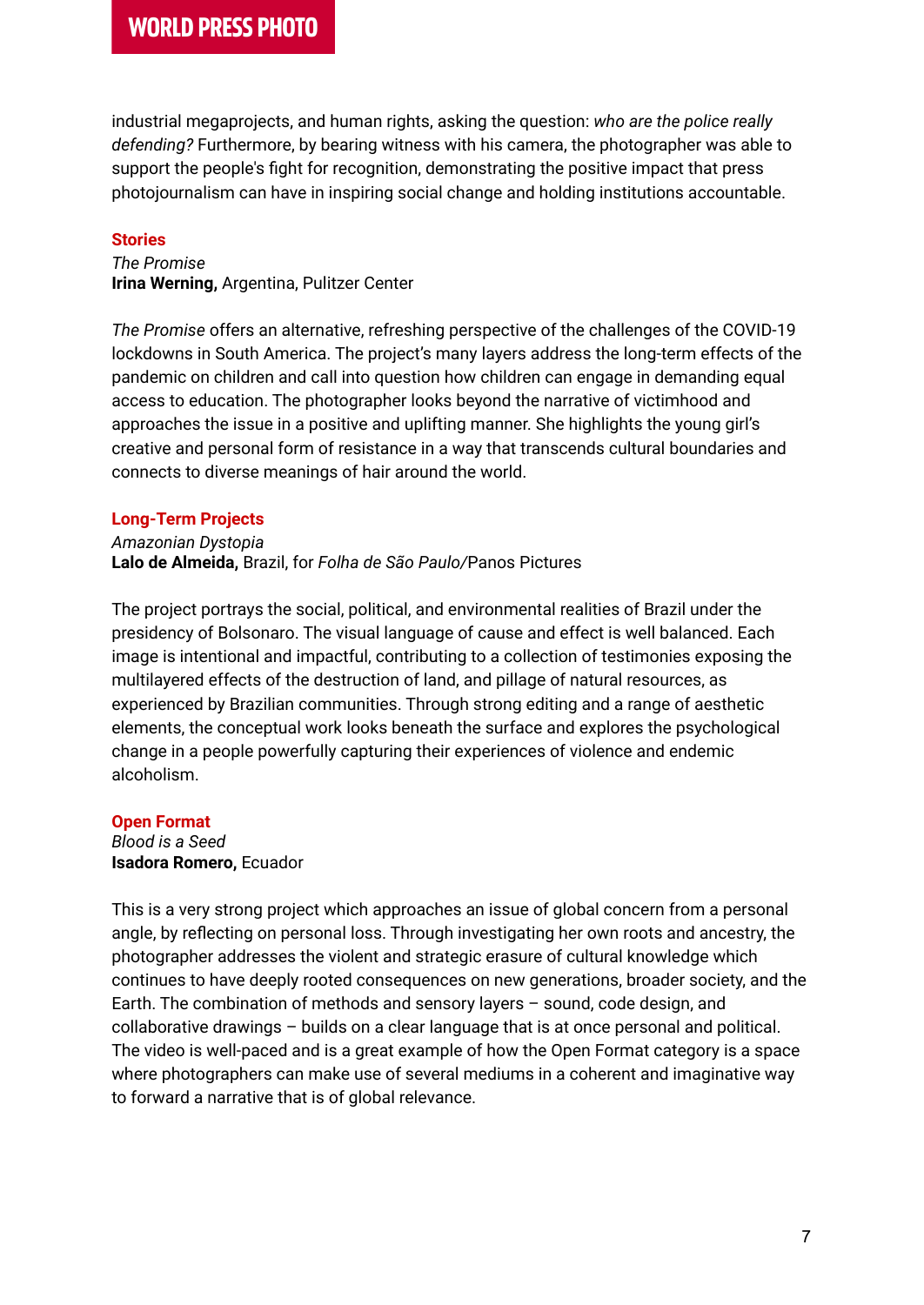industrial megaprojects, and human rights, asking the question: *who are the police really defending?* Furthermore, by bearing witness with his camera, the photographer was able to support the people's fight for recognition, demonstrating the positive impact that press photojournalism can have in inspiring social change and holding institutions accountable.

### Stories

*The Promise*
**Irina Werning,** Argentina, Pulitzer Center

*The Promise* offers an alternative, refreshing perspective of the challenges of the COVID-19 lockdowns in South America. The project's many layers address the long-term effects of the pandemic on children and call into question how children can engage in demanding equal access to education. The photographer looks beyond the narrative of victimhood and approaches the issue in a positive and uplifting manner. She highlights the young girl's creative and personal form of resistance in a way that transcends cultural boundaries and connects to diverse meanings of hair around the world.

### Long-Term Projects

*Amazonian Dystopia*
**Lalo de Almeida,** Brazil, for *Folha de São Paulo/*Panos Pictures

The project portrays the social, political, and environmental realities of Brazil under the presidency of Bolsonaro. The visual language of cause and effect is well balanced. Each image is intentional and impactful, contributing to a collection of testimonies exposing the multilayered effects of the destruction of land, and pillage of natural resources, as experienced by Brazilian communities. Through strong editing and a range of aesthetic elements, the conceptual work looks beneath the surface and explores the psychological change in a people powerfully capturing their experiences of violence and endemic alcoholism.

### Open Format

*Blood is a Seed*
**Isadora Romero,** Ecuador

This is a very strong project which approaches an issue of global concern from a personal angle, by reflecting on personal loss. Through investigating her own roots and ancestry, the photographer addresses the violent and strategic erasure of cultural knowledge which continues to have deeply rooted consequences on new generations, broader society, and the Earth. The combination of methods and sensory layers – sound, code design, and collaborative drawings – builds on a clear language that is at once personal and political. The video is well-paced and is a great example of how the Open Format category is a space where photographers can make use of several mediums in a coherent and imaginative way to forward a narrative that is of global relevance.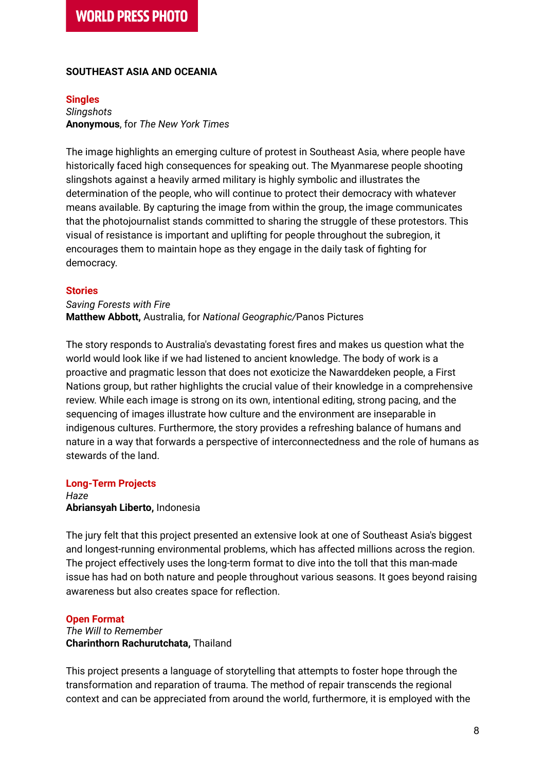## SOUTHEAST ASIA AND OCEANIA

### Singles

*Slingshots*
**Anonymous**, for *The New York Times*

The image highlights an emerging culture of protest in Southeast Asia, where people have historically faced high consequences for speaking out. The Myanmarese people shooting slingshots against a heavily armed military is highly symbolic and illustrates the determination of the people, who will continue to protect their democracy with whatever means available. By capturing the image from within the group, the image communicates that the photojournalist stands committed to sharing the struggle of these protestors. This visual of resistance is important and uplifting for people throughout the subregion, it encourages them to maintain hope as they engage in the daily task of fighting for democracy.

### Stories

*Saving Forests with Fire*
**Matthew Abbott,** Australia, for *National Geographic/*Panos Pictures

The story responds to Australia's devastating forest fires and makes us question what the world would look like if we had listened to ancient knowledge. The body of work is a proactive and pragmatic lesson that does not exoticize the Nawarddeken people, a First Nations group, but rather highlights the crucial value of their knowledge in a comprehensive review. While each image is strong on its own, intentional editing, strong pacing, and the sequencing of images illustrate how culture and the environment are inseparable in indigenous cultures. Furthermore, the story provides a refreshing balance of humans and nature in a way that forwards a perspective of interconnectedness and the role of humans as stewards of the land.

### Long-Term Projects

*Haze*
**Abriansyah Liberto,** Indonesia

The jury felt that this project presented an extensive look at one of Southeast Asia's biggest and longest-running environmental problems, which has affected millions across the region. The project effectively uses the long-term format to dive into the toll that this man-made issue has had on both nature and people throughout various seasons. It goes beyond raising awareness but also creates space for reflection.

### Open Format

*The Will to Remember*
**Charinthorn Rachurutchata,** Thailand

This project presents a language of storytelling that attempts to foster hope through the transformation and reparation of trauma. The method of repair transcends the regional context and can be appreciated from around the world, furthermore, it is employed with the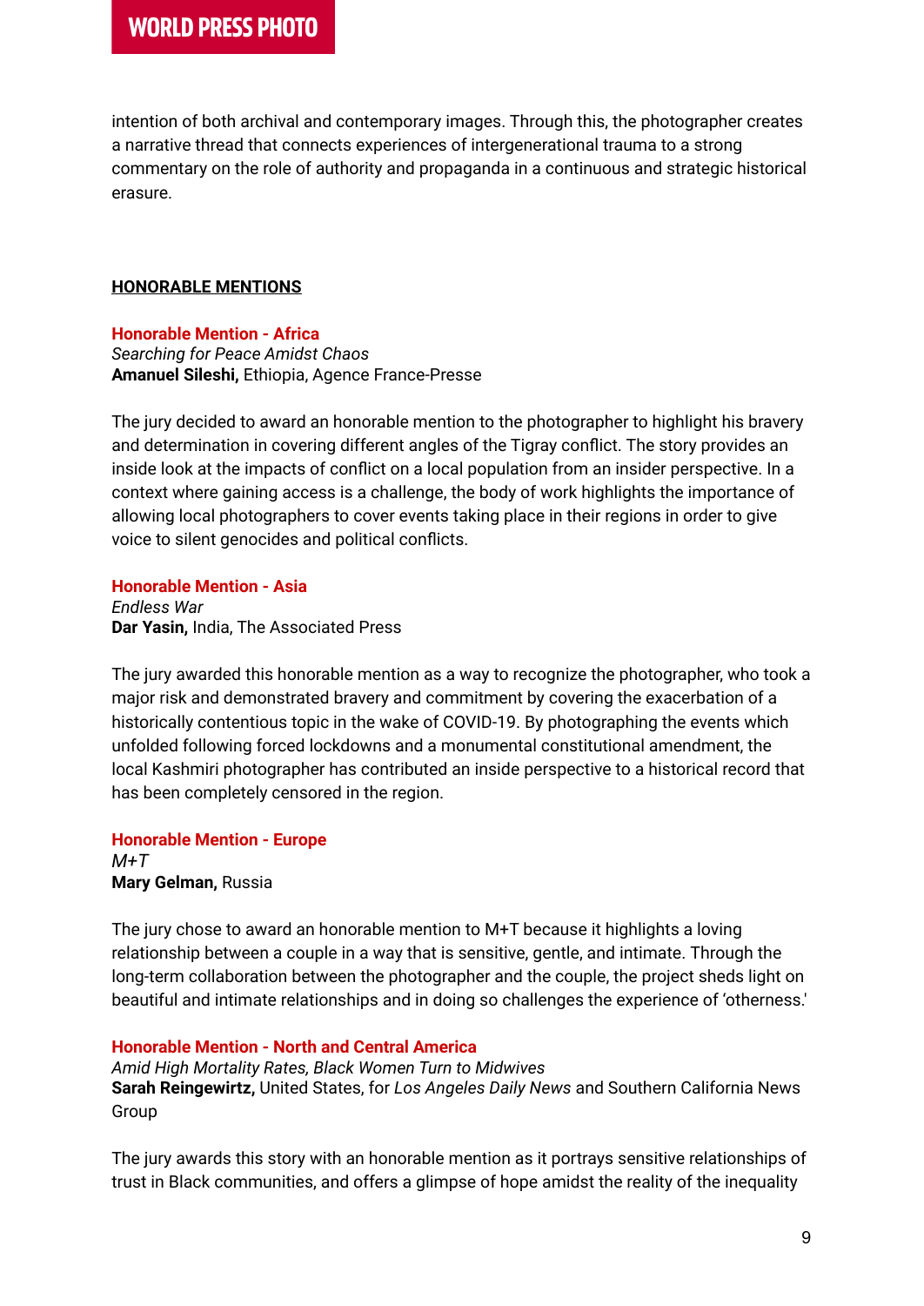intention of both archival and contemporary images. Through this, the photographer creates a narrative thread that connects experiences of intergenerational trauma to a strong commentary on the role of authority and propaganda in a continuous and strategic historical erasure.

## HONORABLE MENTIONS

### Honorable Mention - Africa

*Searching for Peace Amidst Chaos*
**Amanuel Sileshi,** Ethiopia, Agence France-Presse

The jury decided to award an honorable mention to the photographer to highlight his bravery and determination in covering different angles of the Tigray conflict. The story provides an inside look at the impacts of conflict on a local population from an insider perspective. In a context where gaining access is a challenge, the body of work highlights the importance of allowing local photographers to cover events taking place in their regions in order to give voice to silent genocides and political conflicts.

### Honorable Mention - Asia

*Endless War*
**Dar Yasin,** India, The Associated Press

The jury awarded this honorable mention as a way to recognize the photographer, who took a major risk and demonstrated bravery and commitment by covering the exacerbation of a historically contentious topic in the wake of COVID-19. By photographing the events which unfolded following forced lockdowns and a monumental constitutional amendment, the local Kashmiri photographer has contributed an inside perspective to a historical record that has been completely censored in the region.

### Honorable Mention - Europe

*M+T*
**Mary Gelman,** Russia

The jury chose to award an honorable mention to M+T because it highlights a loving relationship between a couple in a way that is sensitive, gentle, and intimate. Through the long-term collaboration between the photographer and the couple, the project sheds light on beautiful and intimate relationships and in doing so challenges the experience of 'otherness.'

### Honorable Mention - North and Central America

*Amid High Mortality Rates, Black Women Turn to Midwives*
**Sarah Reingewirtz,** United States, for *Los Angeles Daily News* and Southern California News Group

The jury awards this story with an honorable mention as it portrays sensitive relationships of trust in Black communities, and offers a glimpse of hope amidst the reality of the inequality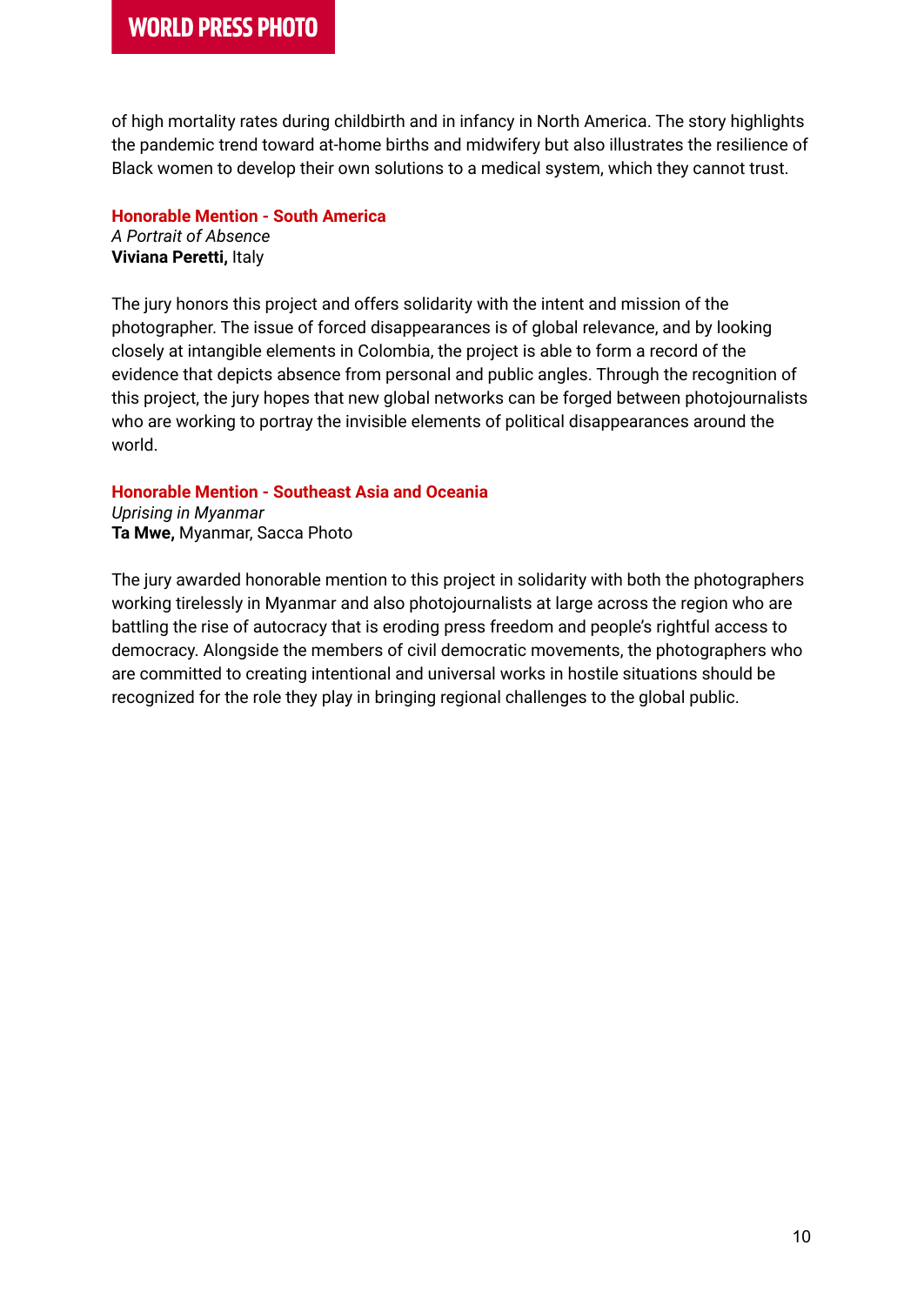of high mortality rates during childbirth and in infancy in North America. The story highlights the pandemic trend toward at-home births and midwifery but also illustrates the resilience of Black women to develop their own solutions to a medical system, which they cannot trust.

**Honorable Mention - South America**
*A Portrait of Absence*
**Viviana Peretti,** Italy

The jury honors this project and offers solidarity with the intent and mission of the photographer. The issue of forced disappearances is of global relevance, and by looking closely at intangible elements in Colombia, the project is able to form a record of the evidence that depicts absence from personal and public angles. Through the recognition of this project, the jury hopes that new global networks can be forged between photojournalists who are working to portray the invisible elements of political disappearances around the world.

**Honorable Mention - Southeast Asia and Oceania**
*Uprising in Myanmar*
**Ta Mwe,** Myanmar, Sacca Photo

The jury awarded honorable mention to this project in solidarity with both the photographers working tirelessly in Myanmar and also photojournalists at large across the region who are battling the rise of autocracy that is eroding press freedom and people's rightful access to democracy. Alongside the members of civil democratic movements, the photographers who are committed to creating intentional and universal works in hostile situations should be recognized for the role they play in bringing regional challenges to the global public.